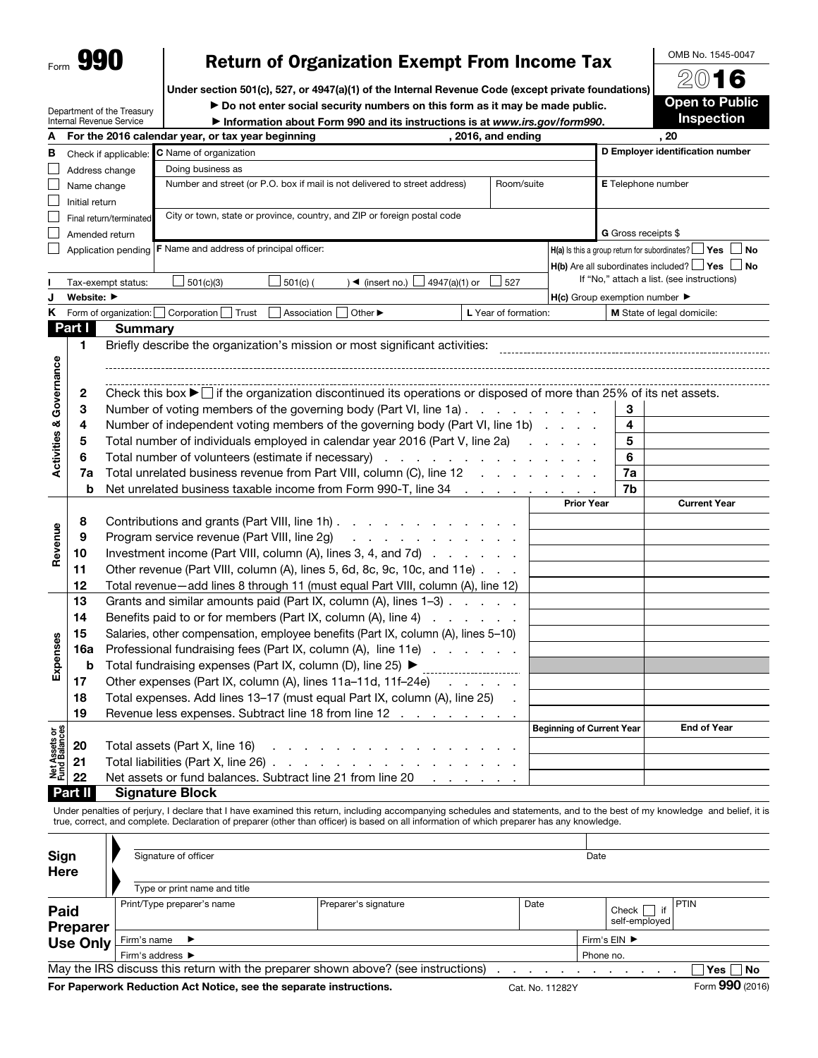Form **990**

# Return of Organization Exempt From Income Tax

**Under section 501(c), 527, or 4947(a)(1) of the Internal Revenue Code (except private foundations)**

► **Do not enter social security numbers on this form as it may be made public.**

► **Information about Form 990 and its instructions is at *www.irs.gov/form990*.**

Department of the Treasury
Internal Revenue Service

OMB No. 1545-0047

**2016**

**Open to Public Inspection**

**A** For the 2016 calendar year, or tax year beginning , 2016, and ending , 20

**B** Check if applicable:
- ☐ Address change
- ☐ Name change
- ☐ Initial return
- ☐ Final return/terminated
- ☐ Amended return
- ☐ Application pending

**C** Name of organization

Doing business as

Number and street (or P.O. box if mail is not delivered to street address) | Room/suite

City or town, state or province, country, and ZIP or foreign postal code

**D** Employer identification number

**E** Telephone number

**G** Gross receipts $

**F** Name and address of principal officer:

**H(a)** Is this a group return for subordinates? ☐ Yes ☐ No

**H(b)** Are all subordinates included? ☐ Yes ☐ No
If "No," attach a list. (see instructions)

**I** Tax-exempt status: ☐ 501(c)(3) ☐ 501(c) ( ) ◄ (insert no.) ☐ 4947(a)(1) or ☐ 527

**J** Website: ►

**H(c)** Group exemption number ►

**K** Form of organization: ☐ Corporation ☐ Trust ☐ Association ☐ Other ►

**L** Year of formation:

**M** State of legal domicile:

## Part I Summary

### Activities & Governance

| | | | |
|---|---|---|---|
| 1 | Briefly describe the organization's mission or most significant activities: | | |
| 2 | Check this box ► ☐ if the organization discontinued its operations or disposed of more than 25% of its net assets. | | |
| 3 | Number of voting members of the governing body (Part VI, line 1a) | 3 | |
| 4 | Number of independent voting members of the governing body (Part VI, line 1b) | 4 | |
| 5 | Total number of individuals employed in calendar year 2016 (Part V, line 2a) | 5 | |
| 6 | Total number of volunteers (estimate if necessary) | 6 | |
| 7a | Total unrelated business revenue from Part VIII, column (C), line 12 | 7a | |
| b | Net unrelated business taxable income from Form 990-T, line 34 | 7b | |

### Revenue

| | | Prior Year | Current Year |
|---|---|---|---|
| 8 | Contributions and grants (Part VIII, line 1h) | | |
| 9 | Program service revenue (Part VIII, line 2g) | | |
| 10 | Investment income (Part VIII, column (A), lines 3, 4, and 7d) | | |
| 11 | Other revenue (Part VIII, column (A), lines 5, 6d, 8c, 9c, 10c, and 11e) | | |
| 12 | Total revenue—add lines 8 through 11 (must equal Part VIII, column (A), line 12) | | |

### Expenses

| | | Prior Year | Current Year |
|---|---|---|---|
| 13 | Grants and similar amounts paid (Part IX, column (A), lines 1–3) | | |
| 14 | Benefits paid to or for members (Part IX, column (A), line 4) | | |
| 15 | Salaries, other compensation, employee benefits (Part IX, column (A), lines 5–10) | | |
| 16a | Professional fundraising fees (Part IX, column (A), line 11e) | | |
| b | Total fundraising expenses (Part IX, column (D), line 25) ► | | |
| 17 | Other expenses (Part IX, column (A), lines 11a–11d, 11f–24e) | | |
| 18 | Total expenses. Add lines 13–17 (must equal Part IX, column (A), line 25) | | |
| 19 | Revenue less expenses. Subtract line 18 from line 12 | | |

### Net Assets or Fund Balances

| | | Beginning of Current Year | End of Year |
|---|---|---|---|
| 20 | Total assets (Part X, line 16) | | |
| 21 | Total liabilities (Part X, line 26) | | |
| 22 | Net assets or fund balances. Subtract line 21 from line 20 | | |

## Part II Signature Block

Under penalties of perjury, I declare that I have examined this return, including accompanying schedules and statements, and to the best of my knowledge and belief, it is true, correct, and complete. Declaration of preparer (other than officer) is based on all information of which preparer has any knowledge.

**Sign Here**

Signature of officer | Date

Type or print name and title

**Paid Preparer Use Only**

| Print/Type preparer's name | Preparer's signature | Date | Check ☐ if self-employed | PTIN |
|---|---|---|---|---|
| Firm's name ► | | | Firm's EIN ► | |
| Firm's address ► | | | Phone no. | |

May the IRS discuss this return with the preparer shown above? (see instructions) ☐ Yes ☐ No

**For Paperwork Reduction Act Notice, see the separate instructions.** Cat. No. 11282Y Form **990** (2016)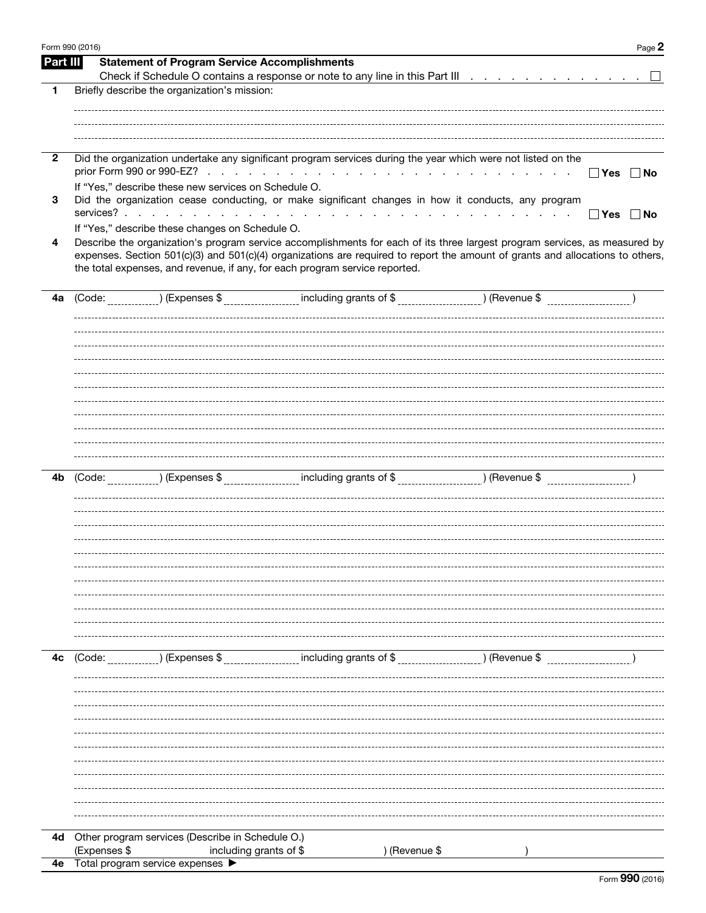## Part III Statement of Program Service Accomplishments

Check if Schedule O contains a response or note to any line in this Part III . . . . . . . . . . . . . . ☐

**1** Briefly describe the organization's mission:

**2** Did the organization undertake any significant program services during the year which were not listed on the prior Form 990 or 990-EZ? . . . . . . . . . . . . . . . . . . . . . . . . . . ☐ **Yes** ☐ **No**

If "Yes," describe these new services on Schedule O.

**3** Did the organization cease conducting, or make significant changes in how it conducts, any program services? . . . . . . . . . . . . . . . . . . . . . . . . . . . . . . . . . . ☐ **Yes** ☐ **No**

If "Yes," describe these changes on Schedule O.

**4** Describe the organization's program service accomplishments for each of its three largest program services, as measured by expenses. Section 501(c)(3) and 501(c)(4) organizations are required to report the amount of grants and allocations to others, the total expenses, and revenue, if any, for each program service reported.

**4a** (Code: ________ ) (Expenses $ ________ including grants of $ ________ ) (Revenue $ ________ )

**4b** (Code: ________ ) (Expenses $ ________ including grants of $ ________ ) (Revenue $ ________ )

**4c** (Code: ________ ) (Expenses $ ________ including grants of $ ________ ) (Revenue $ ________ )

**4d** Other program services (Describe in Schedule O.)

(Expenses $ ________ including grants of $ ________ ) (Revenue $ ________ )

**4e** Total program service expenses ▶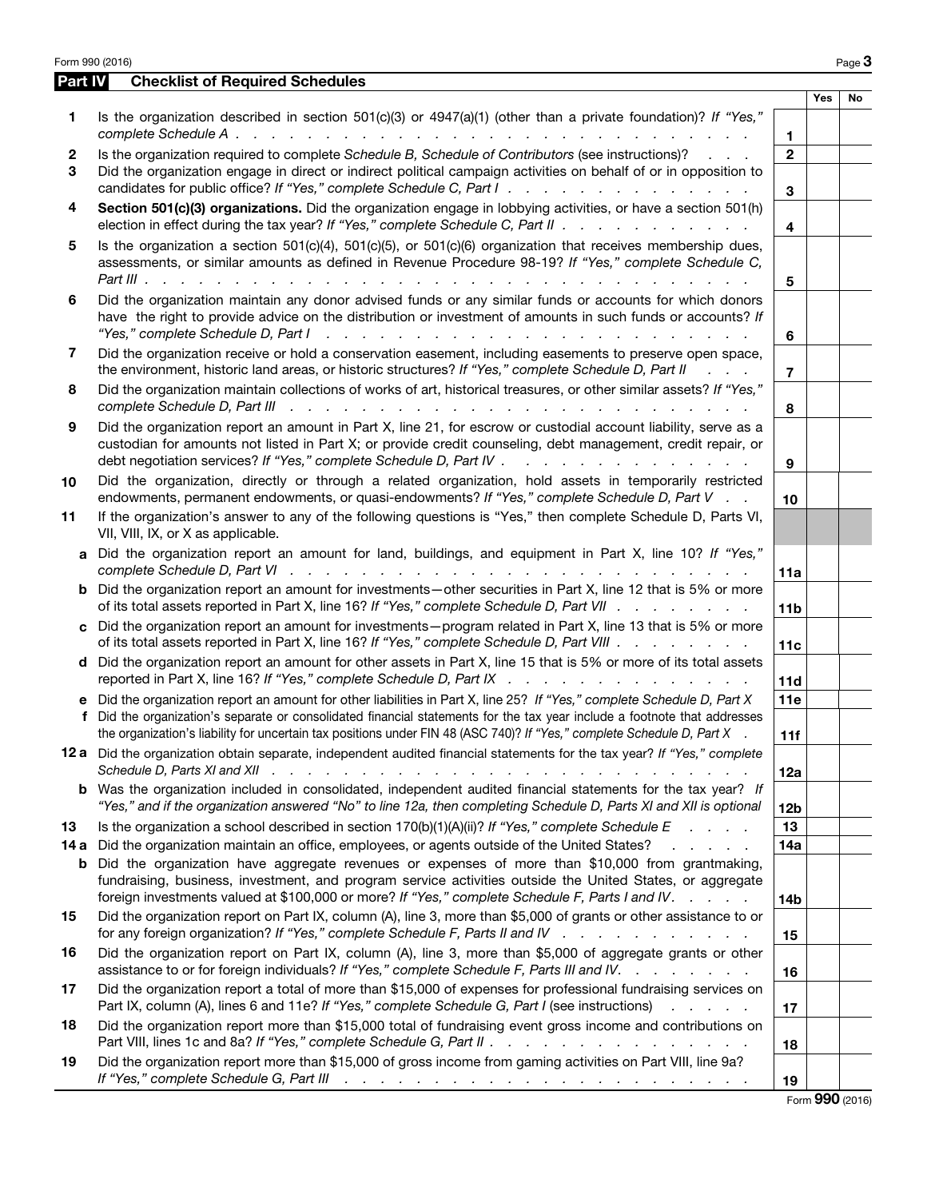Form 990 (2016)

## Part IV Checklist of Required Schedules

| | | | Yes | No |
|---|---|---|---|---|
| **1** | Is the organization described in section 501(c)(3) or 4947(a)(1) (other than a private foundation)? *If "Yes," complete Schedule A* | **1** | | |
| **2** | Is the organization required to complete *Schedule B, Schedule of Contributors* (see instructions)? | **2** | | |
| **3** | Did the organization engage in direct or indirect political campaign activities on behalf of or in opposition to candidates for public office? *If "Yes," complete Schedule C, Part I* | **3** | | |
| **4** | **Section 501(c)(3) organizations.** Did the organization engage in lobbying activities, or have a section 501(h) election in effect during the tax year? *If "Yes," complete Schedule C, Part II* | **4** | | |
| **5** | Is the organization a section 501(c)(4), 501(c)(5), or 501(c)(6) organization that receives membership dues, assessments, or similar amounts as defined in Revenue Procedure 98-19? *If "Yes," complete Schedule C, Part III* | **5** | | |
| **6** | Did the organization maintain any donor advised funds or any similar funds or accounts for which donors have the right to provide advice on the distribution or investment of amounts in such funds or accounts? *If "Yes," complete Schedule D, Part I* | **6** | | |
| **7** | Did the organization receive or hold a conservation easement, including easements to preserve open space, the environment, historic land areas, or historic structures? *If "Yes," complete Schedule D, Part II* | **7** | | |
| **8** | Did the organization maintain collections of works of art, historical treasures, or other similar assets? *If "Yes," complete Schedule D, Part III* | **8** | | |
| **9** | Did the organization report an amount in Part X, line 21, for escrow or custodial account liability, serve as a custodian for amounts not listed in Part X; or provide credit counseling, debt management, credit repair, or debt negotiation services? *If "Yes," complete Schedule D, Part IV* | **9** | | |
| **10** | Did the organization, directly or through a related organization, hold assets in temporarily restricted endowments, permanent endowments, or quasi-endowments? *If "Yes," complete Schedule D, Part V* | **10** | | |
| **11** | If the organization's answer to any of the following questions is "Yes," then complete Schedule D, Parts VI, VII, VIII, IX, or X as applicable. | | | |
| **a** | Did the organization report an amount for land, buildings, and equipment in Part X, line 10? *If "Yes," complete Schedule D, Part VI* | **11a** | | |
| **b** | Did the organization report an amount for investments—other securities in Part X, line 12 that is 5% or more of its total assets reported in Part X, line 16? *If "Yes," complete Schedule D, Part VII* | **11b** | | |
| **c** | Did the organization report an amount for investments—program related in Part X, line 13 that is 5% or more of its total assets reported in Part X, line 16? *If "Yes," complete Schedule D, Part VIII* | **11c** | | |
| **d** | Did the organization report an amount for other assets in Part X, line 15 that is 5% or more of its total assets reported in Part X, line 16? *If "Yes," complete Schedule D, Part IX* | **11d** | | |
| **e** | Did the organization report an amount for other liabilities in Part X, line 25? *If "Yes," complete Schedule D, Part X* | **11e** | | |
| **f** | Did the organization's separate or consolidated financial statements for the tax year include a footnote that addresses the organization's liability for uncertain tax positions under FIN 48 (ASC 740)? *If "Yes," complete Schedule D, Part X* | **11f** | | |
| **12 a** | Did the organization obtain separate, independent audited financial statements for the tax year? *If "Yes," complete Schedule D, Parts XI and XII* | **12a** | | |
| **b** | Was the organization included in consolidated, independent audited financial statements for the tax year? *If "Yes," and if the organization answered "No" to line 12a, then completing Schedule D, Parts XI and XII is optional* | **12b** | | |
| **13** | Is the organization a school described in section 170(b)(1)(A)(ii)? *If "Yes," complete Schedule E* | **13** | | |
| **14 a** | Did the organization maintain an office, employees, or agents outside of the United States? | **14a** | | |
| **b** | Did the organization have aggregate revenues or expenses of more than $10,000 from grantmaking, fundraising, business, investment, and program service activities outside the United States, or aggregate foreign investments valued at $100,000 or more? *If "Yes," complete Schedule F, Parts I and IV* | **14b** | | |
| **15** | Did the organization report on Part IX, column (A), line 3, more than $5,000 of grants or other assistance to or for any foreign organization? *If "Yes," complete Schedule F, Parts II and IV* | **15** | | |
| **16** | Did the organization report on Part IX, column (A), line 3, more than $5,000 of aggregate grants or other assistance to or for foreign individuals? *If "Yes," complete Schedule F, Parts III and IV.* | **16** | | |
| **17** | Did the organization report a total of more than $15,000 of expenses for professional fundraising services on Part IX, column (A), lines 6 and 11e? *If "Yes," complete Schedule G, Part I* (see instructions) | **17** | | |
| **18** | Did the organization report more than $15,000 total of fundraising event gross income and contributions on Part VIII, lines 1c and 8a? *If "Yes," complete Schedule G, Part II* | **18** | | |
| **19** | Did the organization report more than $15,000 of gross income from gaming activities on Part VIII, line 9a? *If "Yes," complete Schedule G, Part III* | **19** | | |

Form **990** (2016)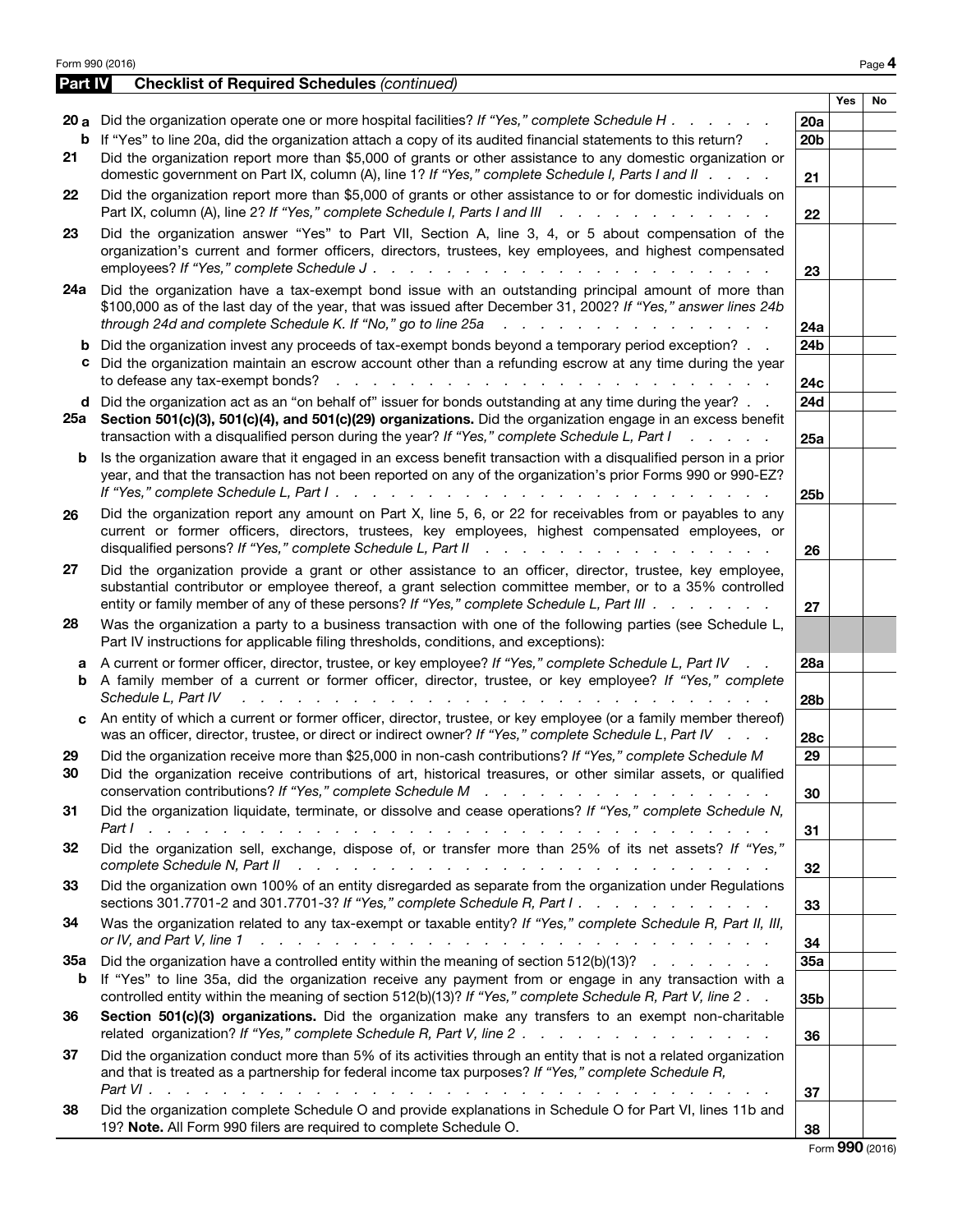## Part IV — Checklist of Required Schedules *(continued)*

| | | | Yes | No |
|---|---|---|---|---|
| **20a** | Did the organization operate one or more hospital facilities? *If "Yes," complete Schedule H* | 20a | | |
| **b** | If "Yes" to line 20a, did the organization attach a copy of its audited financial statements to this return? | 20b | | |
| **21** | Did the organization report more than $5,000 of grants or other assistance to any domestic organization or domestic government on Part IX, column (A), line 1? *If "Yes," complete Schedule I, Parts I and II* | 21 | | |
| **22** | Did the organization report more than $5,000 of grants or other assistance to or for domestic individuals on Part IX, column (A), line 2? *If "Yes," complete Schedule I, Parts I and III* | 22 | | |
| **23** | Did the organization answer "Yes" to Part VII, Section A, line 3, 4, or 5 about compensation of the organization's current and former officers, directors, trustees, key employees, and highest compensated employees? *If "Yes," complete Schedule J* | 23 | | |
| **24a** | Did the organization have a tax-exempt bond issue with an outstanding principal amount of more than $100,000 as of the last day of the year, that was issued after December 31, 2002? *If "Yes," answer lines 24b through 24d and complete Schedule K. If "No," go to line 25a* | 24a | | |
| **b** | Did the organization invest any proceeds of tax-exempt bonds beyond a temporary period exception? | 24b | | |
| **c** | Did the organization maintain an escrow account other than a refunding escrow at any time during the year to defease any tax-exempt bonds? | 24c | | |
| **d** | Did the organization act as an "on behalf of" issuer for bonds outstanding at any time during the year? | 24d | | |
| **25a** | **Section 501(c)(3), 501(c)(4), and 501(c)(29) organizations.** Did the organization engage in an excess benefit transaction with a disqualified person during the year? *If "Yes," complete Schedule L, Part I* | 25a | | |
| **b** | Is the organization aware that it engaged in an excess benefit transaction with a disqualified person in a prior year, and that the transaction has not been reported on any of the organization's prior Forms 990 or 990-EZ? *If "Yes," complete Schedule L, Part I* | 25b | | |
| **26** | Did the organization report any amount on Part X, line 5, 6, or 22 for receivables from or payables to any current or former officers, directors, trustees, key employees, highest compensated employees, or disqualified persons? *If "Yes," complete Schedule L, Part II* | 26 | | |
| **27** | Did the organization provide a grant or other assistance to an officer, director, trustee, key employee, substantial contributor or employee thereof, a grant selection committee member, or to a 35% controlled entity or family member of any of these persons? *If "Yes," complete Schedule L, Part III* | 27 | | |
| **28** | Was the organization a party to a business transaction with one of the following parties (see Schedule L, Part IV instructions for applicable filing thresholds, conditions, and exceptions): | | | |
| **a** | A current or former officer, director, trustee, or key employee? *If "Yes," complete Schedule L, Part IV* | 28a | | |
| **b** | A family member of a current or former officer, director, trustee, or key employee? *If "Yes," complete Schedule L, Part IV* | 28b | | |
| **c** | An entity of which a current or former officer, director, trustee, or key employee (or a family member thereof) was an officer, director, trustee, or direct or indirect owner? *If "Yes," complete Schedule L, Part IV* | 28c | | |
| **29** | Did the organization receive more than $25,000 in non-cash contributions? *If "Yes," complete Schedule M* | 29 | | |
| **30** | Did the organization receive contributions of art, historical treasures, or other similar assets, or qualified conservation contributions? *If "Yes," complete Schedule M* | 30 | | |
| **31** | Did the organization liquidate, terminate, or dissolve and cease operations? *If "Yes," complete Schedule N, Part I* | 31 | | |
| **32** | Did the organization sell, exchange, dispose of, or transfer more than 25% of its net assets? *If "Yes," complete Schedule N, Part II* | 32 | | |
| **33** | Did the organization own 100% of an entity disregarded as separate from the organization under Regulations sections 301.7701-2 and 301.7701-3? *If "Yes," complete Schedule R, Part I* | 33 | | |
| **34** | Was the organization related to any tax-exempt or taxable entity? *If "Yes," complete Schedule R, Part II, III, or IV, and Part V, line 1* | 34 | | |
| **35a** | Did the organization have a controlled entity within the meaning of section 512(b)(13)? | 35a | | |
| **b** | If "Yes" to line 35a, did the organization receive any payment from or engage in any transaction with a controlled entity within the meaning of section 512(b)(13)? *If "Yes," complete Schedule R, Part V, line 2* | 35b | | |
| **36** | **Section 501(c)(3) organizations.** Did the organization make any transfers to an exempt non-charitable related organization? *If "Yes," complete Schedule R, Part V, line 2* | 36 | | |
| **37** | Did the organization conduct more than 5% of its activities through an entity that is not a related organization and that is treated as a partnership for federal income tax purposes? *If "Yes," complete Schedule R, Part VI* | 37 | | |
| **38** | Did the organization complete Schedule O and provide explanations in Schedule O for Part VI, lines 11b and 19? **Note.** All Form 990 filers are required to complete Schedule O. | 38 | | |

Form **990** (2016)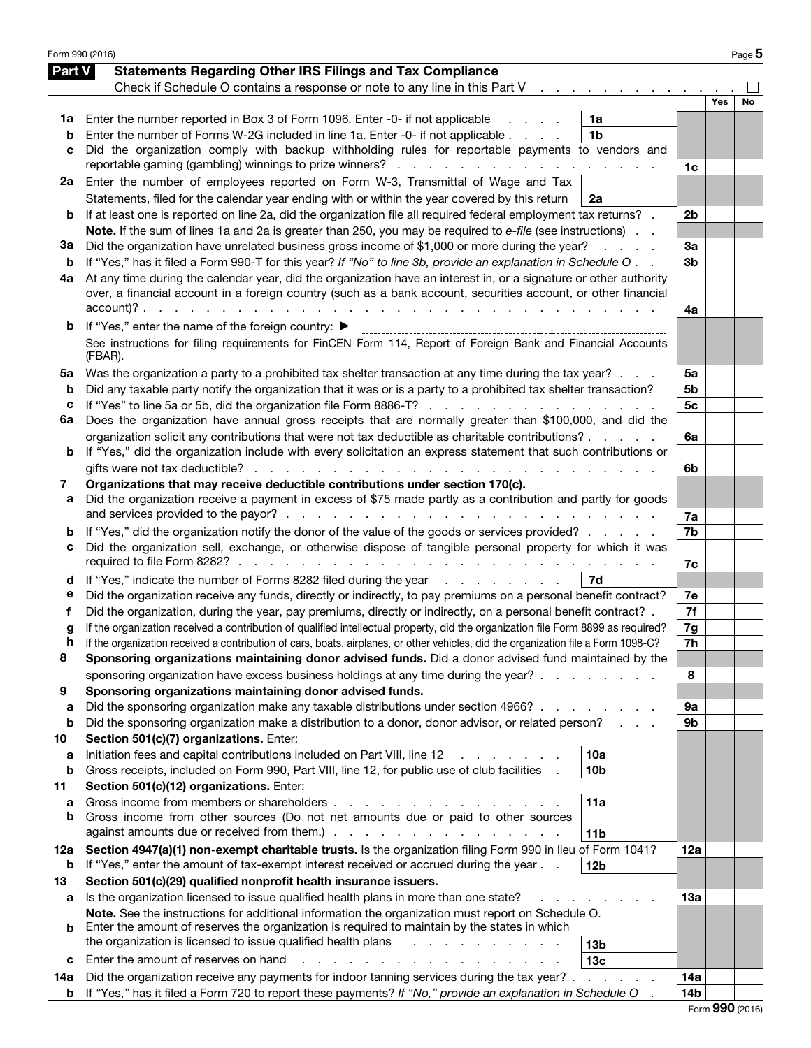## Part V Statements Regarding Other IRS Filings and Tax Compliance

Check if Schedule O contains a response or note to any line in this Part V . . . . . . . . . . . . . . . ☐

| | | | | | Yes | No |
|---|---|---|---|---|---|---|
| **1a** | Enter the number reported in Box 3 of Form 1096. Enter -0- if not applicable . . . . | 1a | | | | |
| **b** | Enter the number of Forms W-2G included in line 1a. Enter -0- if not applicable . . . . | 1b | | | | |
| **c** | Did the organization comply with backup withholding rules for reportable payments to vendors and reportable gaming (gambling) winnings to prize winners? . . . . . . . . . . . . . . . . . . . . | | | 1c | | |
| **2a** | Enter the number of employees reported on Form W-3, Transmittal of Wage and Tax Statements, filed for the calendar year ending with or within the year covered by this return | 2a | | | | |
| **b** | If at least one is reported on line 2a, did the organization file all required federal employment tax returns? . | | | 2b | | |
| | **Note.** If the sum of lines 1a and 2a is greater than 250, you may be required to *e-file* (see instructions) . . | | | | | |
| **3a** | Did the organization have unrelated business gross income of $1,000 or more during the year? . . . . | | | 3a | | |
| **b** | If "Yes," has it filed a Form 990-T for this year? *If "No" to line 3b, provide an explanation in Schedule O* . . | | | 3b | | |
| **4a** | At any time during the calendar year, did the organization have an interest in, or a signature or other authority over, a financial account in a foreign country (such as a bank account, securities account, or other financial account)? . . . . . . . . . . . . . . . . . . . . . . . . . . . . . . . . . | | | 4a | | |
| **b** | If "Yes," enter the name of the foreign country: ▶ | | | | | |
| | See instructions for filing requirements for FinCEN Form 114, Report of Foreign Bank and Financial Accounts (FBAR). | | | | | |
| **5a** | Was the organization a party to a prohibited tax shelter transaction at any time during the tax year? . . . | | | 5a | | |
| **b** | Did any taxable party notify the organization that it was or is a party to a prohibited tax shelter transaction? | | | 5b | | |
| **c** | If "Yes" to line 5a or 5b, did the organization file Form 8886-T? . . . . . . . . . . . . . . . . . | | | 5c | | |
| **6a** | Does the organization have annual gross receipts that are normally greater than $100,000, and did the organization solicit any contributions that were not tax deductible as charitable contributions? . . . . . | | | 6a | | |
| **b** | If "Yes," did the organization include with every solicitation an express statement that such contributions or gifts were not tax deductible? . . . . . . . . . . . . . . . . . . . . . . . . . . . . . | | | 6b | | |
| **7** | **Organizations that may receive deductible contributions under section 170(c).** | | | | | |
| **a** | Did the organization receive a payment in excess of $75 made partly as a contribution and partly for goods and services provided to the payor? . . . . . . . . . . . . . . . . . . . . . . . . . . | | | 7a | | |
| **b** | If "Yes," did the organization notify the donor of the value of the goods or services provided? . . . . . . | | | 7b | | |
| **c** | Did the organization sell, exchange, or otherwise dispose of tangible personal property for which it was required to file Form 8282? . . . . . . . . . . . . . . . . . . . . . . . . . . . . . | | | 7c | | |
| **d** | If "Yes," indicate the number of Forms 8282 filed during the year . . . . . . . . . | 7d | | | | |
| **e** | Did the organization receive any funds, directly or indirectly, to pay premiums on a personal benefit contract? | | | 7e | | |
| **f** | Did the organization, during the year, pay premiums, directly or indirectly, on a personal benefit contract? . | | | 7f | | |
| **g** | If the organization received a contribution of qualified intellectual property, did the organization file Form 8899 as required? | | | 7g | | |
| **h** | If the organization received a contribution of cars, boats, airplanes, or other vehicles, did the organization file a Form 1098-C? | | | 7h | | |
| **8** | **Sponsoring organizations maintaining donor advised funds.** Did a donor advised fund maintained by the sponsoring organization have excess business holdings at any time during the year? . . . . . . . . | | | 8 | | |
| **9** | **Sponsoring organizations maintaining donor advised funds.** | | | | | |
| **a** | Did the sponsoring organization make any taxable distributions under section 4966? . . . . . . . . | | | 9a | | |
| **b** | Did the sponsoring organization make a distribution to a donor, donor advisor, or related person? . . . | | | 9b | | |
| **10** | **Section 501(c)(7) organizations.** Enter: | | | | | |
| **a** | Initiation fees and capital contributions included on Part VIII, line 12 . . . . . . . . | 10a | | | | |
| **b** | Gross receipts, included on Form 990, Part VIII, line 12, for public use of club facilities . | 10b | | | | |
| **11** | **Section 501(c)(12) organizations.** Enter: | | | | | |
| **a** | Gross income from members or shareholders . . . . . . . . . . . . . . . . . | 11a | | | | |
| **b** | Gross income from other sources (Do not net amounts due or paid to other sources against amounts due or received from them.) . . . . . . . . . . . . . . . . . | 11b | | | | |
| **12a** | **Section 4947(a)(1) non-exempt charitable trusts.** Is the organization filing Form 990 in lieu of Form 1041? | | | 12a | | |
| **b** | If "Yes," enter the amount of tax-exempt interest received or accrued during the year . . | 12b | | | | |
| **13** | **Section 501(c)(29) qualified nonprofit health insurance issuers.** | | | | | |
| **a** | Is the organization licensed to issue qualified health plans in more than one state? . . . . . . . . . | | | 13a | | |
| | **Note.** See the instructions for additional information the organization must report on Schedule O. | | | | | |
| **b** | Enter the amount of reserves the organization is required to maintain by the states in which the organization is licensed to issue qualified health plans . . . . . . . . . . . | 13b | | | | |
| **c** | Enter the amount of reserves on hand . . . . . . . . . . . . . . . . . | 13c | | | | |
| **14a** | Did the organization receive any payments for indoor tanning services during the tax year? . . . . . . | | | 14a | | |
| **b** | If "Yes," has it filed a Form 720 to report these payments? *If "No," provide an explanation in Schedule O* . | | | 14b | | |

Form **990** (2016)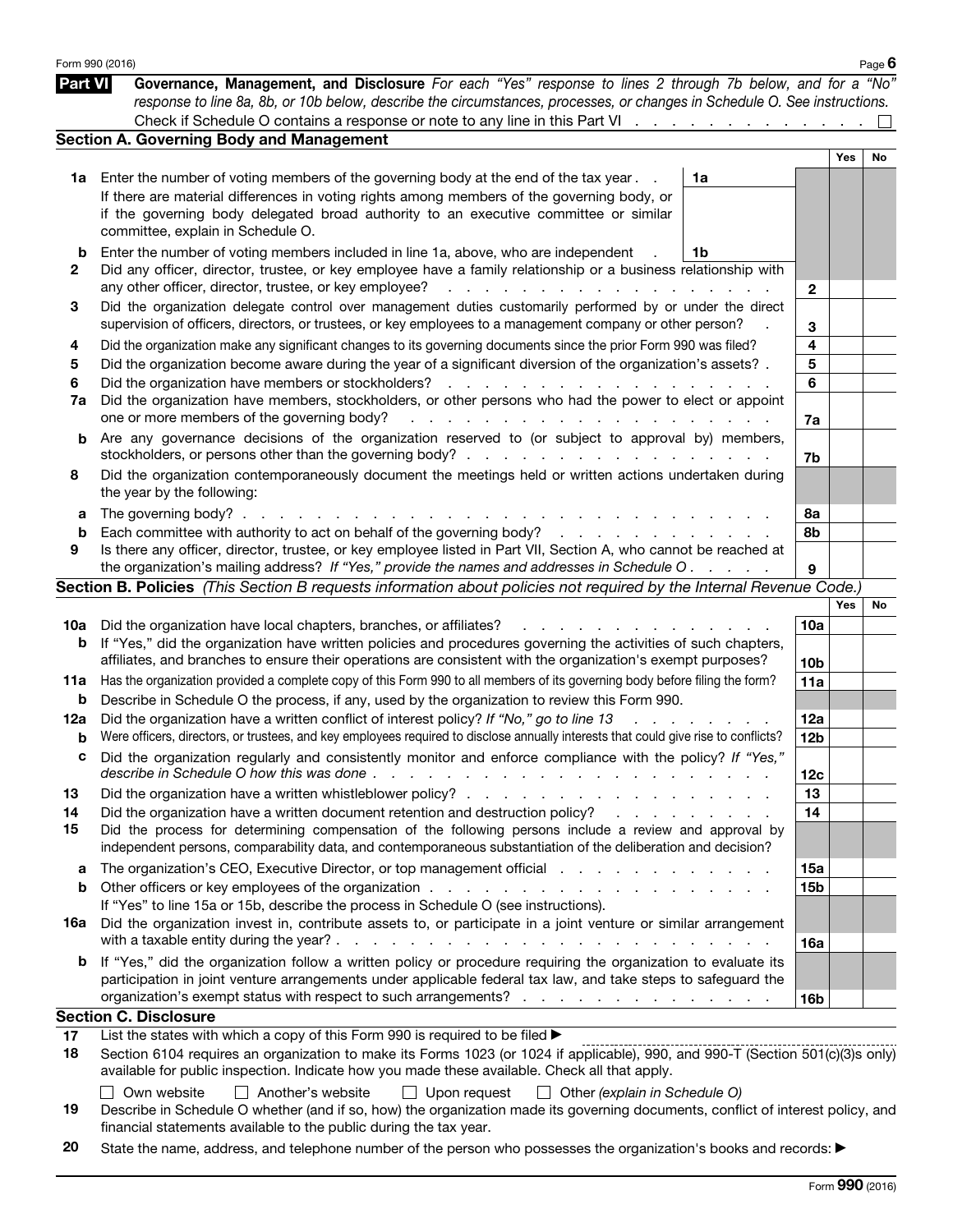Form 990 (2016)

**Part VI Governance, Management, and Disclosure** *For each "Yes" response to lines 2 through 7b below, and for a "No" response to line 8a, 8b, or 10b below, describe the circumstances, processes, or changes in Schedule O. See instructions.*

Check if Schedule O contains a response or note to any line in this Part VI . . . . . . . . . . . . . . ☐

## Section A. Governing Body and Management

| | | | Yes | No |
|---|---|---|---|---|
| **1a** | Enter the number of voting members of the governing body at the end of the tax year . . **1a** | | | |
| | If there are material differences in voting rights among members of the governing body, or if the governing body delegated broad authority to an executive committee or similar committee, explain in Schedule O. | | | |
| **b** | Enter the number of voting members included in line 1a, above, who are independent . **1b** | | | |
| **2** | Did any officer, director, trustee, or key employee have a family relationship or a business relationship with any other officer, director, trustee, or key employee? | **2** | | |
| **3** | Did the organization delegate control over management duties customarily performed by or under the direct supervision of officers, directors, or trustees, or key employees to a management company or other person? | **3** | | |
| **4** | Did the organization make any significant changes to its governing documents since the prior Form 990 was filed? | **4** | | |
| **5** | Did the organization become aware during the year of a significant diversion of the organization's assets? | **5** | | |
| **6** | Did the organization have members or stockholders? | **6** | | |
| **7a** | Did the organization have members, stockholders, or other persons who had the power to elect or appoint one or more members of the governing body? | **7a** | | |
| **b** | Are any governance decisions of the organization reserved to (or subject to approval by) members, stockholders, or persons other than the governing body? | **7b** | | |
| **8** | Did the organization contemporaneously document the meetings held or written actions undertaken during the year by the following: | | | |
| **a** | The governing body? | **8a** | | |
| **b** | Each committee with authority to act on behalf of the governing body? | **8b** | | |
| **9** | Is there any officer, director, trustee, or key employee listed in Part VII, Section A, who cannot be reached at the organization's mailing address? *If "Yes," provide the names and addresses in Schedule O* | **9** | | |

## Section B. Policies *(This Section B requests information about policies not required by the Internal Revenue Code.)*

| | | | Yes | No |
|---|---|---|---|---|
| **10a** | Did the organization have local chapters, branches, or affiliates? | **10a** | | |
| **b** | If "Yes," did the organization have written policies and procedures governing the activities of such chapters, affiliates, and branches to ensure their operations are consistent with the organization's exempt purposes? | **10b** | | |
| **11a** | Has the organization provided a complete copy of this Form 990 to all members of its governing body before filing the form? | **11a** | | |
| **b** | Describe in Schedule O the process, if any, used by the organization to review this Form 990. | | | |
| **12a** | Did the organization have a written conflict of interest policy? *If "No," go to line 13* | **12a** | | |
| **b** | Were officers, directors, or trustees, and key employees required to disclose annually interests that could give rise to conflicts? | **12b** | | |
| **c** | Did the organization regularly and consistently monitor and enforce compliance with the policy? *If "Yes," describe in Schedule O how this was done* | **12c** | | |
| **13** | Did the organization have a written whistleblower policy? | **13** | | |
| **14** | Did the organization have a written document retention and destruction policy? | **14** | | |
| **15** | Did the process for determining compensation of the following persons include a review and approval by independent persons, comparability data, and contemporaneous substantiation of the deliberation and decision? | | | |
| **a** | The organization's CEO, Executive Director, or top management official | **15a** | | |
| **b** | Other officers or key employees of the organization | **15b** | | |
| | If "Yes" to line 15a or 15b, describe the process in Schedule O (see instructions). | | | |
| **16a** | Did the organization invest in, contribute assets to, or participate in a joint venture or similar arrangement with a taxable entity during the year? | **16a** | | |
| **b** | If "Yes," did the organization follow a written policy or procedure requiring the organization to evaluate its participation in joint venture arrangements under applicable federal tax law, and take steps to safeguard the organization's exempt status with respect to such arrangements? | **16b** | | |

## Section C. Disclosure

**17** List the states with which a copy of this Form 990 is required to be filed ▶

**18** Section 6104 requires an organization to make its Forms 1023 (or 1024 if applicable), 990, and 990-T (Section 501(c)(3)s only) available for public inspection. Indicate how you made these available. Check all that apply.

☐ Own website ☐ Another's website ☐ Upon request ☐ Other *(explain in Schedule O)*

**19** Describe in Schedule O whether (and if so, how) the organization made its governing documents, conflict of interest policy, and financial statements available to the public during the tax year.

**20** State the name, address, and telephone number of the person who possesses the organization's books and records: ▶

Form **990** (2016)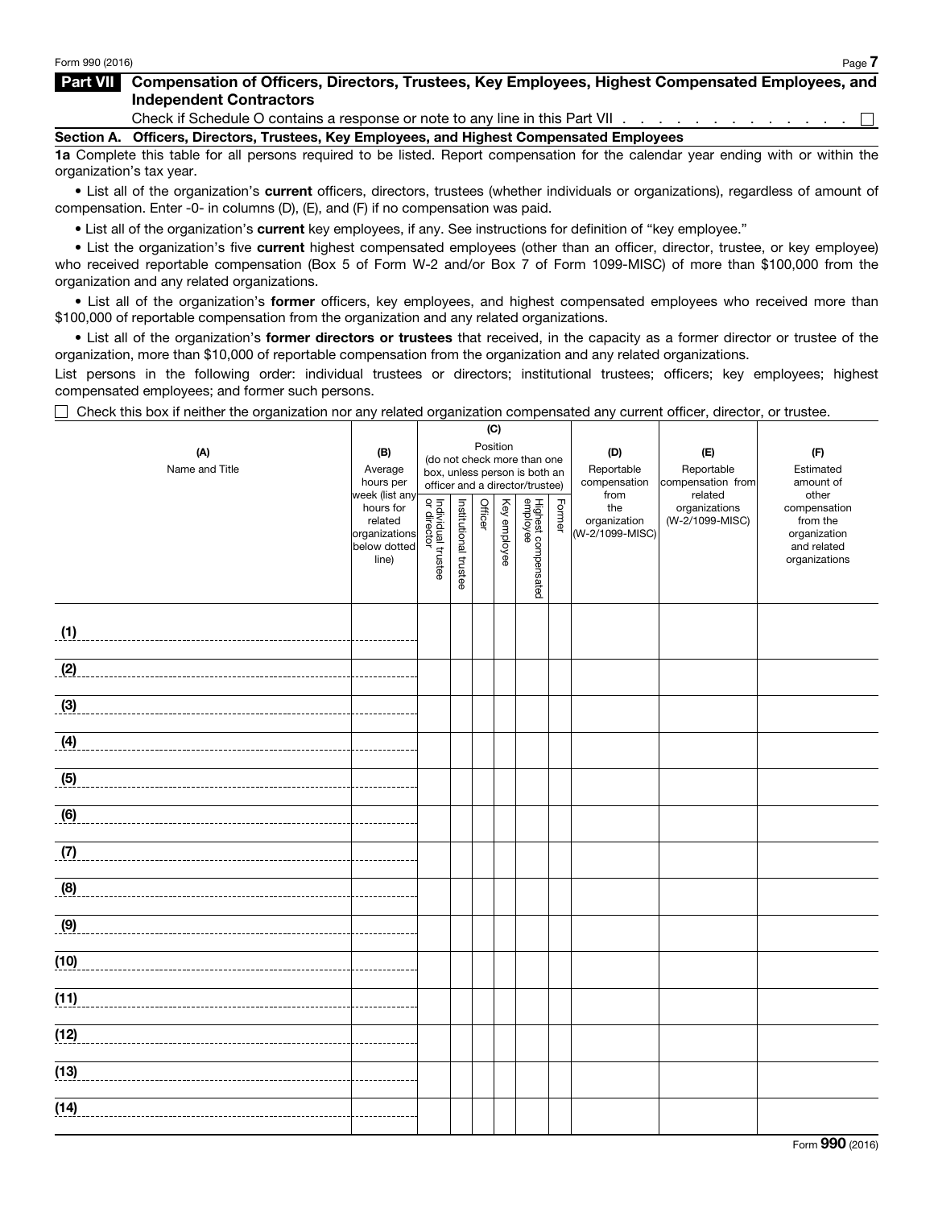## Part VII Compensation of Officers, Directors, Trustees, Key Employees, Highest Compensated Employees, and Independent Contractors

Check if Schedule O contains a response or note to any line in this Part VII . . . . . . . . . . . . . . ☐

### Section A. Officers, Directors, Trustees, Key Employees, and Highest Compensated Employees

**1a** Complete this table for all persons required to be listed. Report compensation for the calendar year ending with or within the organization's tax year.

• List all of the organization's **current** officers, directors, trustees (whether individuals or organizations), regardless of amount of compensation. Enter -0- in columns (D), (E), and (F) if no compensation was paid.

• List all of the organization's **current** key employees, if any. See instructions for definition of "key employee."

• List the organization's five **current** highest compensated employees (other than an officer, director, trustee, or key employee) who received reportable compensation (Box 5 of Form W-2 and/or Box 7 of Form 1099-MISC) of more than $100,000 from the organization and any related organizations.

• List all of the organization's **former** officers, key employees, and highest compensated employees who received more than $100,000 of reportable compensation from the organization and any related organizations.

• List all of the organization's **former directors or trustees** that received, in the capacity as a former director or trustee of the organization, more than $10,000 of reportable compensation from the organization and any related organizations.

List persons in the following order: individual trustees or directors; institutional trustees; officers; key employees; highest compensated employees; and former such persons.

☐ Check this box if neither the organization nor any related organization compensated any current officer, director, or trustee.

| (A) Name and Title | (B) Average hours per week (list any hours for related organizations below dotted line) | (C) Position (do not check more than one box, unless person is both an officer and a director/trustee) | | | | | | (D) Reportable compensation from the organization (W-2/1099-MISC) | (E) Reportable compensation from related organizations (W-2/1099-MISC) | (F) Estimated amount of other compensation from the organization and related organizations |
|---|---|---|---|---|---|---|---|---|---|---|
| | | Individual trustee or director | Institutional trustee | Officer | Key employee | Highest compensated employee | Former | | | |
| (1) | | | | | | | | | | |
| (2) | | | | | | | | | | |
| (3) | | | | | | | | | | |
| (4) | | | | | | | | | | |
| (5) | | | | | | | | | | |
| (6) | | | | | | | | | | |
| (7) | | | | | | | | | | |
| (8) | | | | | | | | | | |
| (9) | | | | | | | | | | |
| (10) | | | | | | | | | | |
| (11) | | | | | | | | | | |
| (12) | | | | | | | | | | |
| (13) | | | | | | | | | | |
| (14) | | | | | | | | | | |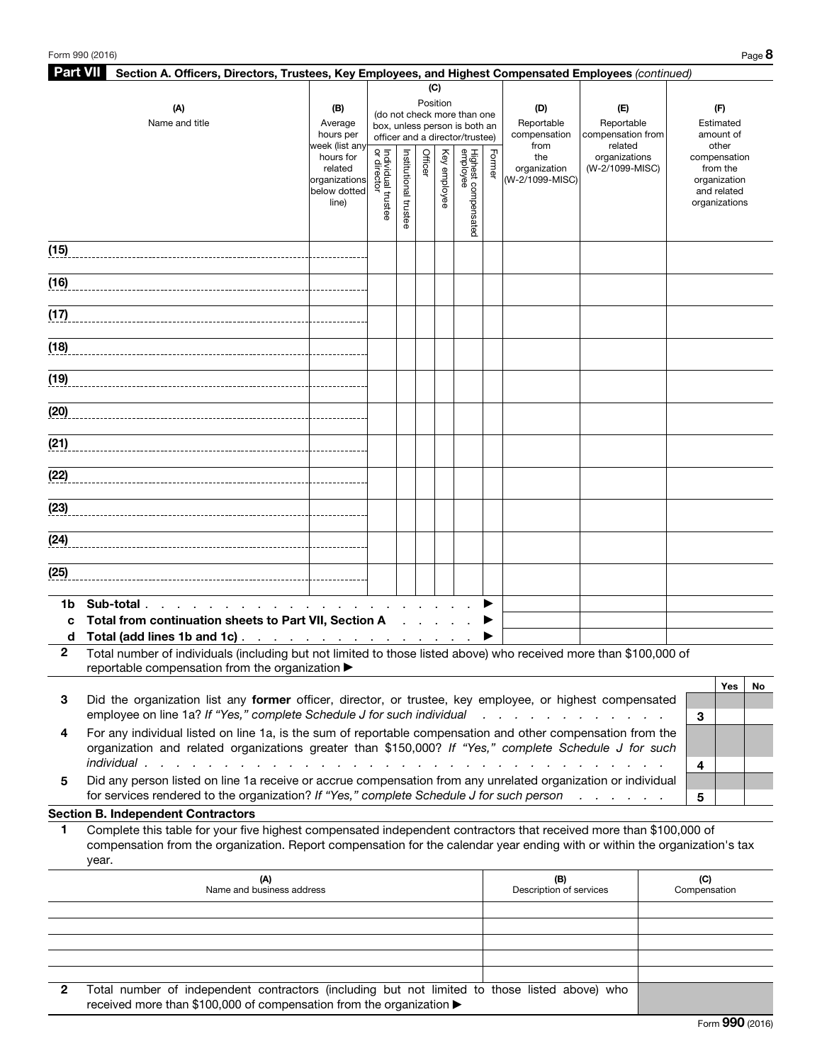Form 990 (2016)

## Part VII Section A. Officers, Directors, Trustees, Key Employees, and Highest Compensated Employees *(continued)*

| (A) Name and title | (B) Average hours per week (list any hours for related organizations below dotted line) | (C) Position (do not check more than one box, unless person is both an officer and a director/trustee) | | | | | | (D) Reportable compensation from the organization (W-2/1099-MISC) | (E) Reportable compensation from related organizations (W-2/1099-MISC) | (F) Estimated amount of other compensation from the organization and related organizations |
|---|---|---|---|---|---|---|---|---|---|---|
| | | Individual trustee or director | Institutional trustee | Officer | Key employee | Highest compensated employee | Former | | | |
| (15) | | | | | | | | | | |
| (16) | | | | | | | | | | |
| (17) | | | | | | | | | | |
| (18) | | | | | | | | | | |
| (19) | | | | | | | | | | |
| (20) | | | | | | | | | | |
| (21) | | | | | | | | | | |
| (22) | | | | | | | | | | |
| (23) | | | | | | | | | | |
| (24) | | | | | | | | | | |
| (25) | | | | | | | | | | |

| | | (D) | (E) | (F) |
|---|---|---|---|---|
| 1b | **Sub-total** . . . . . . . . . . . . . . . . . . . . . . ▶ | | | |
| c | **Total from continuation sheets to Part VII, Section A** . . . . . . ▶ | | | |
| d | **Total (add lines 1b and 1c)** . . . . . . . . . . . . . . . . . . ▶ | | | |

2 Total number of individuals (including but not limited to those listed above) who received more than $100,000 of reportable compensation from the organization ▶

| | | | Yes | No |
|---|---|---|---|---|
| 3 | Did the organization list any **former** officer, director, or trustee, key employee, or highest compensated employee on line 1a? *If "Yes," complete Schedule J for such individual* . . . . . . . . . . . . . | 3 | | |
| 4 | For any individual listed on line 1a, is the sum of reportable compensation and other compensation from the organization and related organizations greater than $150,000? *If "Yes," complete Schedule J for such individual* . . . . . . . . . . . . . . . . . . . . . . . . . . . . . . . . . . . . . . | 4 | | |
| 5 | Did any person listed on line 1a receive or accrue compensation from any unrelated organization or individual for services rendered to the organization? *If "Yes," complete Schedule J for such person* . . . . . . | 5 | | |

### Section B. Independent Contractors

1 Complete this table for your five highest compensated independent contractors that received more than $100,000 of compensation from the organization. Report compensation for the calendar year ending with or within the organization's tax year.

| (A) Name and business address | (B) Description of services | (C) Compensation |
|---|---|---|
| | | |
| | | |
| | | |
| | | |
| | | |

2 Total number of independent contractors (including but not limited to those listed above) who received more than $100,000 of compensation from the organization ▶

Form **990** (2016)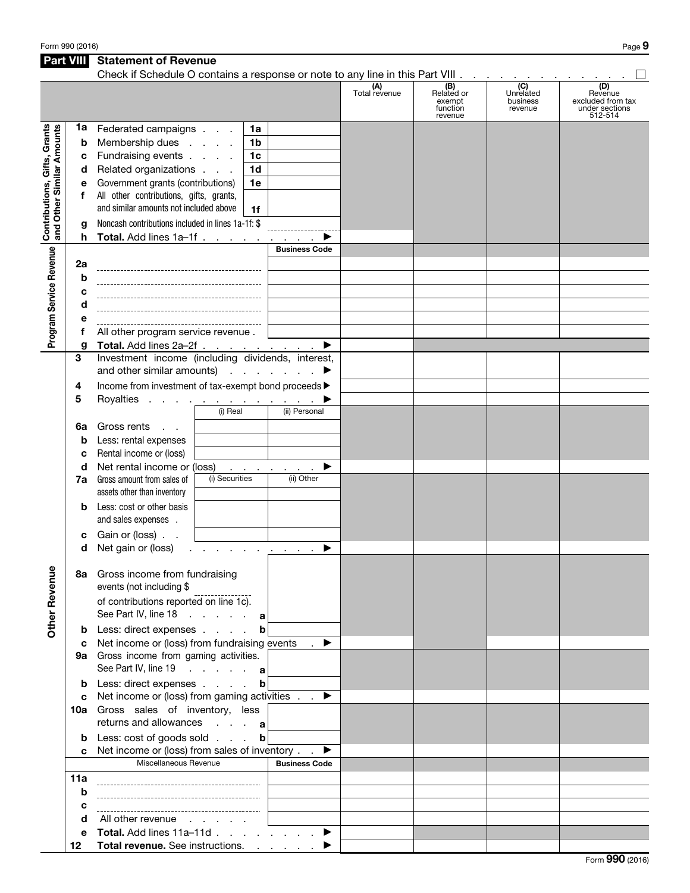## Part VIII Statement of Revenue

Check if Schedule O contains a response or note to any line in this Part VIII . . . . . . . . . . . . . ☐

| | | | | (A) Total revenue | (B) Related or exempt function revenue | (C) Unrelated business revenue | (D) Revenue excluded from tax under sections 512-514 |
|---|---|---|---|---|---|---|---|
| **Contributions, Gifts, Grants and Other Similar Amounts** | 1a | Federated campaigns . . . | 1a | | | | |
| | b | Membership dues . . . . | 1b | | | | |
| | c | Fundraising events . . . . | 1c | | | | |
| | d | Related organizations . . . | 1d | | | | |
| | e | Government grants (contributions) | 1e | | | | |
| | f | All other contributions, gifts, grants, and similar amounts not included above | 1f | | | | |
| | g | Noncash contributions included in lines 1a-1f: $ | | | | | |
| | h | **Total.** Add lines 1a–1f . . . . . . . . . ▶ | | | | | |
| **Program Service Revenue** | | | Business Code | | | | |
| | 2a | | | | | | |
| | b | | | | | | |
| | c | | | | | | |
| | d | | | | | | |
| | e | | | | | | |
| | f | All other program service revenue . | | | | | |
| | g | **Total.** Add lines 2a–2f . . . . . . . . . ▶ | | | | | |
| **Other Revenue** | 3 | Investment income (including dividends, interest, and other similar amounts) . . . . . . . ▶ | | | | | |
| | 4 | Income from investment of tax-exempt bond proceeds ▶ | | | | | |
| | 5 | Royalties . . . . . . . . . . . . . . ▶ | | | | | |
| | | | (i) Real / (ii) Personal | | | | |
| | 6a | Gross rents . . | | | | | |
| | b | Less: rental expenses | | | | | |
| | c | Rental income or (loss) | | | | | |
| | d | Net rental income or (loss) . . . . . . . ▶ | | | | | |
| | 7a | Gross amount from sales of assets other than inventory | (i) Securities / (ii) Other | | | | |
| | b | Less: cost or other basis and sales expenses . | | | | | |
| | c | Gain or (loss) . . | | | | | |
| | d | Net gain or (loss) . . . . . . . . . . ▶ | | | | | |
| | 8a | Gross income from fundraising events (not including $ ________ of contributions reported on line 1c). See Part IV, line 18 . . . . . . a | | | | | |
| | b | Less: direct expenses . . . . . b | | | | | |
| | c | Net income or (loss) from fundraising events . ▶ | | | | | |
| | 9a | Gross income from gaming activities. See Part IV, line 19 . . . . . . a | | | | | |
| | b | Less: direct expenses . . . . . b | | | | | |
| | c | Net income or (loss) from gaming activities . . ▶ | | | | | |
| | 10a | Gross sales of inventory, less returns and allowances . . . . a | | | | | |
| | b | Less: cost of goods sold . . . . b | | | | | |
| | c | Net income or (loss) from sales of inventory . . ▶ | | | | | |
| | | Miscellaneous Revenue | Business Code | | | | |
| | 11a | | | | | | |
| | b | | | | | | |
| | c | | | | | | |
| | d | All other revenue . . . . . . | | | | | |
| | e | **Total.** Add lines 11a–11d . . . . . . . . ▶ | | | | | |
| | 12 | **Total revenue.** See instructions. . . . . . . ▶ | | | | | |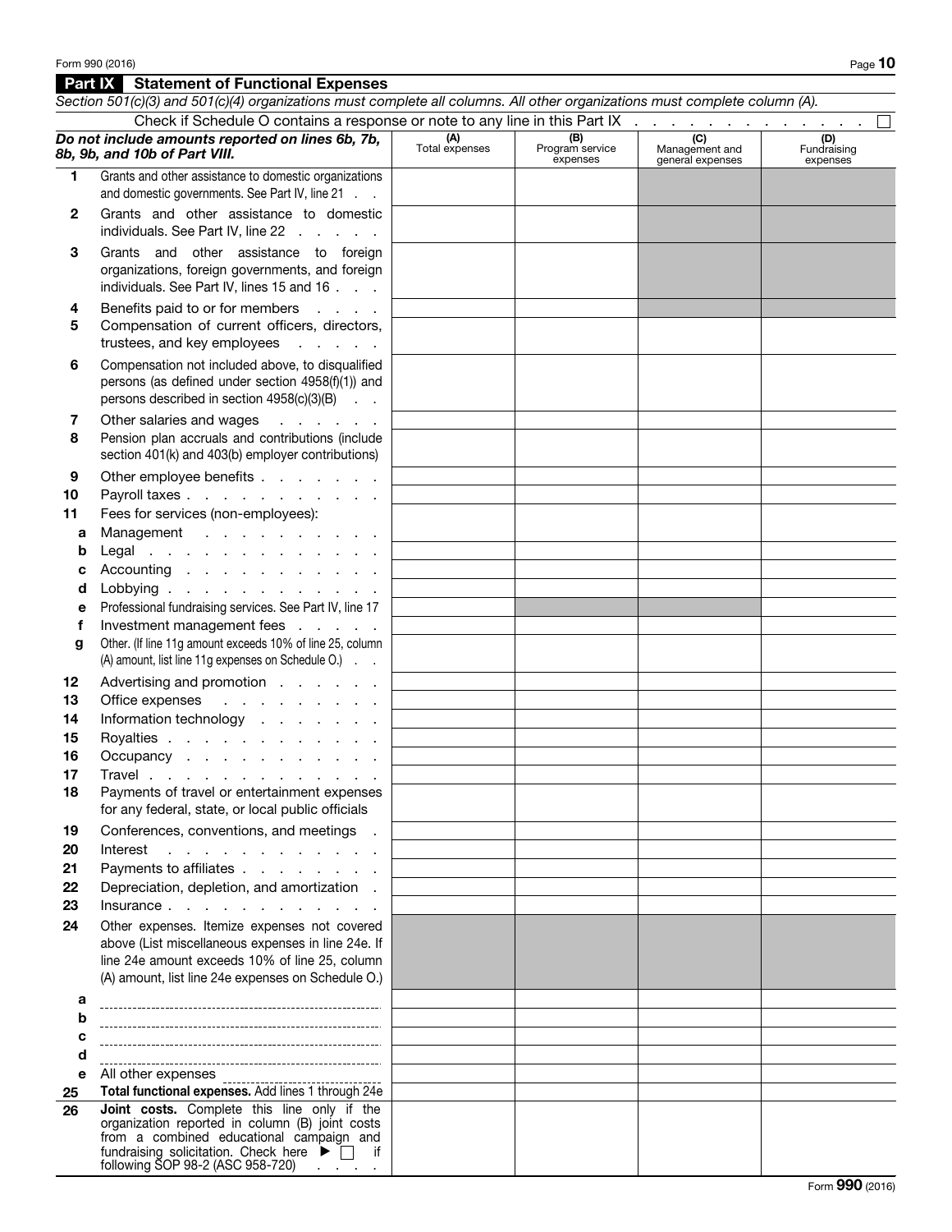## Part IX Statement of Functional Expenses

*Section 501(c)(3) and 501(c)(4) organizations must complete all columns. All other organizations must complete column (A).*

Check if Schedule O contains a response or note to any line in this Part IX . . . . . . . . . . . . . . ☐

| ***Do not include amounts reported on lines 6b, 7b, 8b, 9b, and 10b of Part VIII.*** | (A) Total expenses | (B) Program service expenses | (C) Management and general expenses | (D) Fundraising expenses |
|---|---|---|---|---|
| **1** Grants and other assistance to domestic organizations and domestic governments. See Part IV, line 21 . . | | | | |
| **2** Grants and other assistance to domestic individuals. See Part IV, line 22 . . . . . | | | | |
| **3** Grants and other assistance to foreign organizations, foreign governments, and foreign individuals. See Part IV, lines 15 and 16 . . . | | | | |
| **4** Benefits paid to or for members . . . . | | | | |
| **5** Compensation of current officers, directors, trustees, and key employees . . . . . | | | | |
| **6** Compensation not included above, to disqualified persons (as defined under section 4958(f)(1)) and persons described in section 4958(c)(3)(B) . . | | | | |
| **7** Other salaries and wages . . . . . . | | | | |
| **8** Pension plan accruals and contributions (include section 401(k) and 403(b) employer contributions) | | | | |
| **9** Other employee benefits . . . . . . . | | | | |
| **10** Payroll taxes . . . . . . . . . . . | | | | |
| **11** Fees for services (non-employees): | | | | |
| **a** Management . . . . . . . . . . | | | | |
| **b** Legal . . . . . . . . . . . . . | | | | |
| **c** Accounting . . . . . . . . . . . | | | | |
| **d** Lobbying . . . . . . . . . . . . | | | | |
| **e** Professional fundraising services. See Part IV, line 17 | | | | |
| **f** Investment management fees . . . . . | | | | |
| **g** Other. (If line 11g amount exceeds 10% of line 25, column (A) amount, list line 11g expenses on Schedule O.) . . | | | | |
| **12** Advertising and promotion . . . . . . | | | | |
| **13** Office expenses . . . . . . . . . | | | | |
| **14** Information technology . . . . . . . | | | | |
| **15** Royalties . . . . . . . . . . . . | | | | |
| **16** Occupancy . . . . . . . . . . . . | | | | |
| **17** Travel . . . . . . . . . . . . . | | | | |
| **18** Payments of travel or entertainment expenses for any federal, state, or local public officials | | | | |
| **19** Conferences, conventions, and meetings . | | | | |
| **20** Interest . . . . . . . . . . . . . | | | | |
| **21** Payments to affiliates . . . . . . . . | | | | |
| **22** Depreciation, depletion, and amortization . | | | | |
| **23** Insurance . . . . . . . . . . . . | | | | |
| **24** Other expenses. Itemize expenses not covered above (List miscellaneous expenses in line 24e. If line 24e amount exceeds 10% of line 25, column (A) amount, list line 24e expenses on Schedule O.) | | | | |
| **a** | | | | |
| **b** | | | | |
| **c** | | | | |
| **d** | | | | |
| **e** All other expenses | | | | |
| **25** **Total functional expenses.** Add lines 1 through 24e | | | | |
| **26** **Joint costs.** Complete this line only if the organization reported in column (B) joint costs from a combined educational campaign and fundraising solicitation. Check here ▶ ☐ if following SOP 98-2 (ASC 958-720) . . . . | | | | |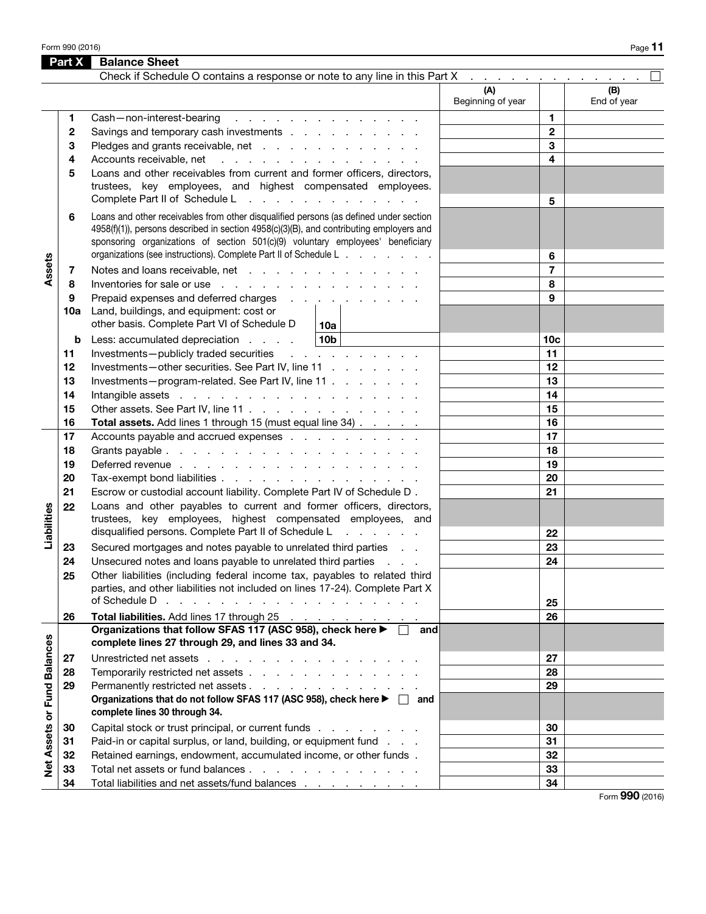## Part X Balance Sheet

Check if Schedule O contains a response or note to any line in this Part X . . . . . . . . . . . . . . ☐

| Section | Line | Description | | | (A) Beginning of year | | (B) End of year |
|---|---|---|---|---|---|---|---|
| Assets | 1 | Cash—non-interest-bearing | | | | 1 | |
| | 2 | Savings and temporary cash investments | | | | 2 | |
| | 3 | Pledges and grants receivable, net | | | | 3 | |
| | 4 | Accounts receivable, net | | | | 4 | |
| | 5 | Loans and other receivables from current and former officers, directors, trustees, key employees, and highest compensated employees. Complete Part II of Schedule L | | | | 5 | |
| | 6 | Loans and other receivables from other disqualified persons (as defined under section 4958(f)(1)), persons described in section 4958(c)(3)(B), and contributing employers and sponsoring organizations of section 501(c)(9) voluntary employees' beneficiary organizations (see instructions). Complete Part II of Schedule L | | | | 6 | |
| | 7 | Notes and loans receivable, net | | | | 7 | |
| | 8 | Inventories for sale or use | | | | 8 | |
| | 9 | Prepaid expenses and deferred charges | | | | 9 | |
| | 10a | Land, buildings, and equipment: cost or other basis. Complete Part VI of Schedule D | 10a | | | | |
| | b | Less: accumulated depreciation | 10b | | | 10c | |
| | 11 | Investments—publicly traded securities | | | | 11 | |
| | 12 | Investments—other securities. See Part IV, line 11 | | | | 12 | |
| | 13 | Investments—program-related. See Part IV, line 11 | | | | 13 | |
| | 14 | Intangible assets | | | | 14 | |
| | 15 | Other assets. See Part IV, line 11 | | | | 15 | |
| | 16 | **Total assets.** Add lines 1 through 15 (must equal line 34) | | | | 16 | |
| Liabilities | 17 | Accounts payable and accrued expenses | | | | 17 | |
| | 18 | Grants payable | | | | 18 | |
| | 19 | Deferred revenue | | | | 19 | |
| | 20 | Tax-exempt bond liabilities | | | | 20 | |
| | 21 | Escrow or custodial account liability. Complete Part IV of Schedule D | | | | 21 | |
| | 22 | Loans and other payables to current and former officers, directors, trustees, key employees, highest compensated employees, and disqualified persons. Complete Part II of Schedule L | | | | 22 | |
| | 23 | Secured mortgages and notes payable to unrelated third parties | | | | 23 | |
| | 24 | Unsecured notes and loans payable to unrelated third parties | | | | 24 | |
| | 25 | Other liabilities (including federal income tax, payables to related third parties, and other liabilities not included on lines 17-24). Complete Part X of Schedule D | | | | 25 | |
| | 26 | **Total liabilities.** Add lines 17 through 25 | | | | 26 | |
| Net Assets or Fund Balances | | **Organizations that follow SFAS 117 (ASC 958), check here ▶ ☐ and complete lines 27 through 29, and lines 33 and 34.** | | | | | |
| | 27 | Unrestricted net assets | | | | 27 | |
| | 28 | Temporarily restricted net assets | | | | 28 | |
| | 29 | Permanently restricted net assets | | | | 29 | |
| | | **Organizations that do not follow SFAS 117 (ASC 958), check here ▶ ☐ and complete lines 30 through 34.** | | | | | |
| | 30 | Capital stock or trust principal, or current funds | | | | 30 | |
| | 31 | Paid-in or capital surplus, or land, building, or equipment fund | | | | 31 | |
| | 32 | Retained earnings, endowment, accumulated income, or other funds | | | | 32 | |
| | 33 | Total net assets or fund balances | | | | 33 | |
| | 34 | Total liabilities and net assets/fund balances | | | | 34 | |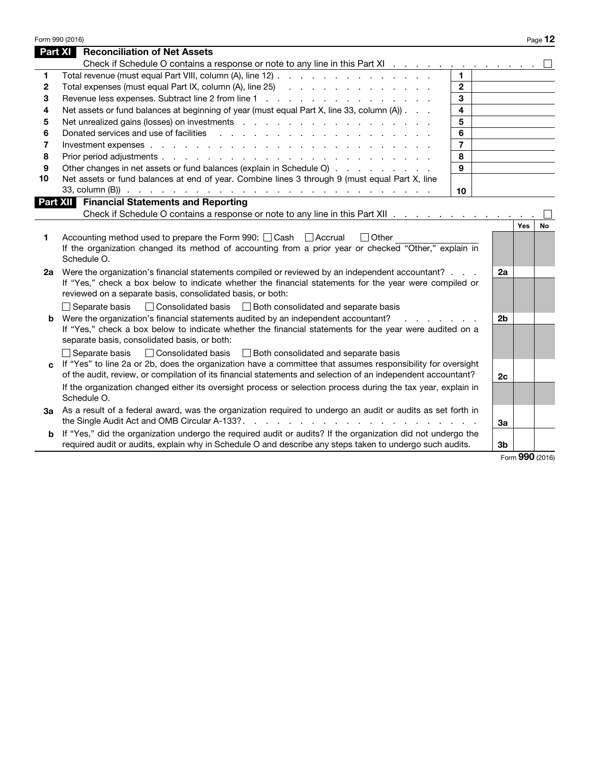## Part XI Reconciliation of Net Assets

Check if Schedule O contains a response or note to any line in this Part XI . . . . . . . . . . . . . . ☐

| | | | |
|---|---|---|---|
| 1 | Total revenue (must equal Part VIII, column (A), line 12) | 1 | |
| 2 | Total expenses (must equal Part IX, column (A), line 25) | 2 | |
| 3 | Revenue less expenses. Subtract line 2 from line 1 | 3 | |
| 4 | Net assets or fund balances at beginning of year (must equal Part X, line 33, column (A)) | 4 | |
| 5 | Net unrealized gains (losses) on investments | 5 | |
| 6 | Donated services and use of facilities | 6 | |
| 7 | Investment expenses | 7 | |
| 8 | Prior period adjustments | 8 | |
| 9 | Other changes in net assets or fund balances (explain in Schedule O) | 9 | |
| 10 | Net assets or fund balances at end of year. Combine lines 3 through 9 (must equal Part X, line 33, column (B)) | 10 | |

## Part XII Financial Statements and Reporting

Check if Schedule O contains a response or note to any line in this Part XII . . . . . . . . . . . . . ☐

| | | | Yes | No |
|---|---|---|---|---|
| 1 | Accounting method used to prepare the Form 990: ☐ Cash ☐ Accrual ☐ Other ________ If the organization changed its method of accounting from a prior year or checked "Other," explain in Schedule O. | | | |
| 2a | Were the organization's financial statements compiled or reviewed by an independent accountant? | 2a | | |
| | If "Yes," check a box below to indicate whether the financial statements for the year were compiled or reviewed on a separate basis, consolidated basis, or both: ☐ Separate basis ☐ Consolidated basis ☐ Both consolidated and separate basis | | | |
| b | Were the organization's financial statements audited by an independent accountant? | 2b | | |
| | If "Yes," check a box below to indicate whether the financial statements for the year were audited on a separate basis, consolidated basis, or both: ☐ Separate basis ☐ Consolidated basis ☐ Both consolidated and separate basis | | | |
| c | If "Yes" to line 2a or 2b, does the organization have a committee that assumes responsibility for oversight of the audit, review, or compilation of its financial statements and selection of an independent accountant? | 2c | | |
| | If the organization changed either its oversight process or selection process during the tax year, explain in Schedule O. | | | |
| 3a | As a result of a federal award, was the organization required to undergo an audit or audits as set forth in the Single Audit Act and OMB Circular A-133? | 3a | | |
| b | If "Yes," did the organization undergo the required audit or audits? If the organization did not undergo the required audit or audits, explain why in Schedule O and describe any steps taken to undergo such audits. | 3b | | |

Form **990** (2016)